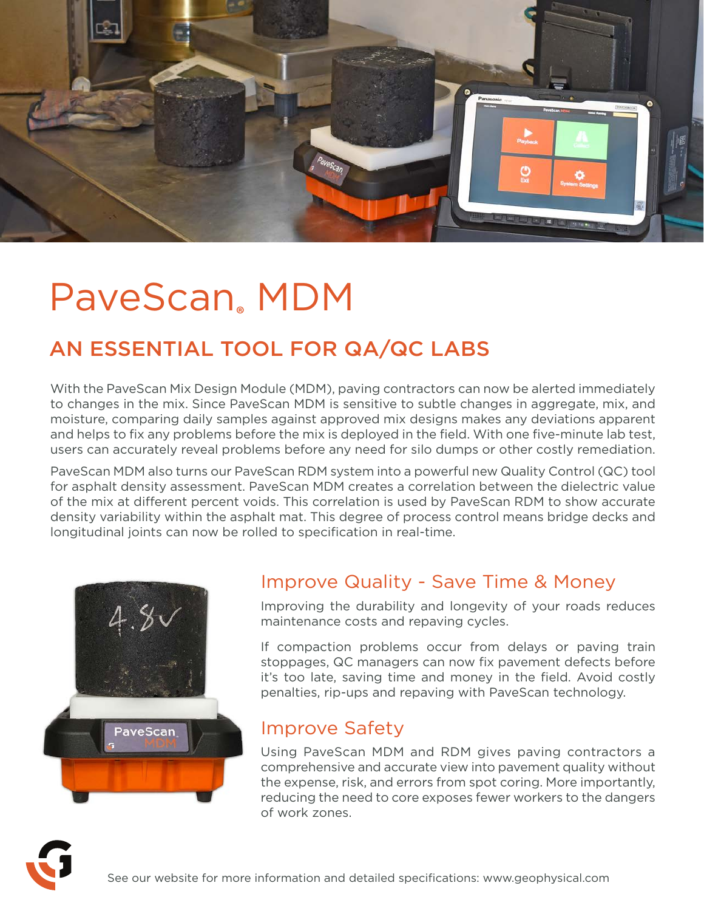# PaveScan® MDM

## AN ESSENTIAL TOOL FOR QA/QC LABS

With the PaveScan Mix Design Module (MDM), paving contractors can now be alerted immediately to changes in the mix. Since PaveScan MDM is sensitive to subtle changes in aggregate, mix, and moisture, comparing daily samples against approved mix designs makes any deviations apparent and helps to fix any problems before the mix is deployed in the field. With one five-minute lab test, users can accurately reveal problems before any need for silo dumps or other costly remediation.

PaveScan MDM also turns our PaveScan RDM system into a powerful new Quality Control (QC) tool for asphalt density assessment. PaveScan MDM creates a correlation between the dielectric value of the mix at different percent voids. This correlation is used by PaveScan RDM to show accurate density variability within the asphalt mat. This degree of process control means bridge decks and longitudinal joints can now be rolled to specification in real-time.

### Improve Quality - Save Time & Money

Improving the durability and longevity of your roads reduces maintenance costs and repaving cycles.

If compaction problems occur from delays or paving train stoppages, QC managers can now fix pavement defects before it's too late, saving time and money in the field. Avoid costly penalties, rip-ups and repaving with PaveScan technology.

### Improve Safety

Using PaveScan MDM and RDM gives paving contractors a comprehensive and accurate view into pavement quality without the expense, risk, and errors from spot coring. More importantly, reducing the need to core exposes fewer workers to the dangers of work zones.

See our website for more information and detailed specifications: www.geophysical.com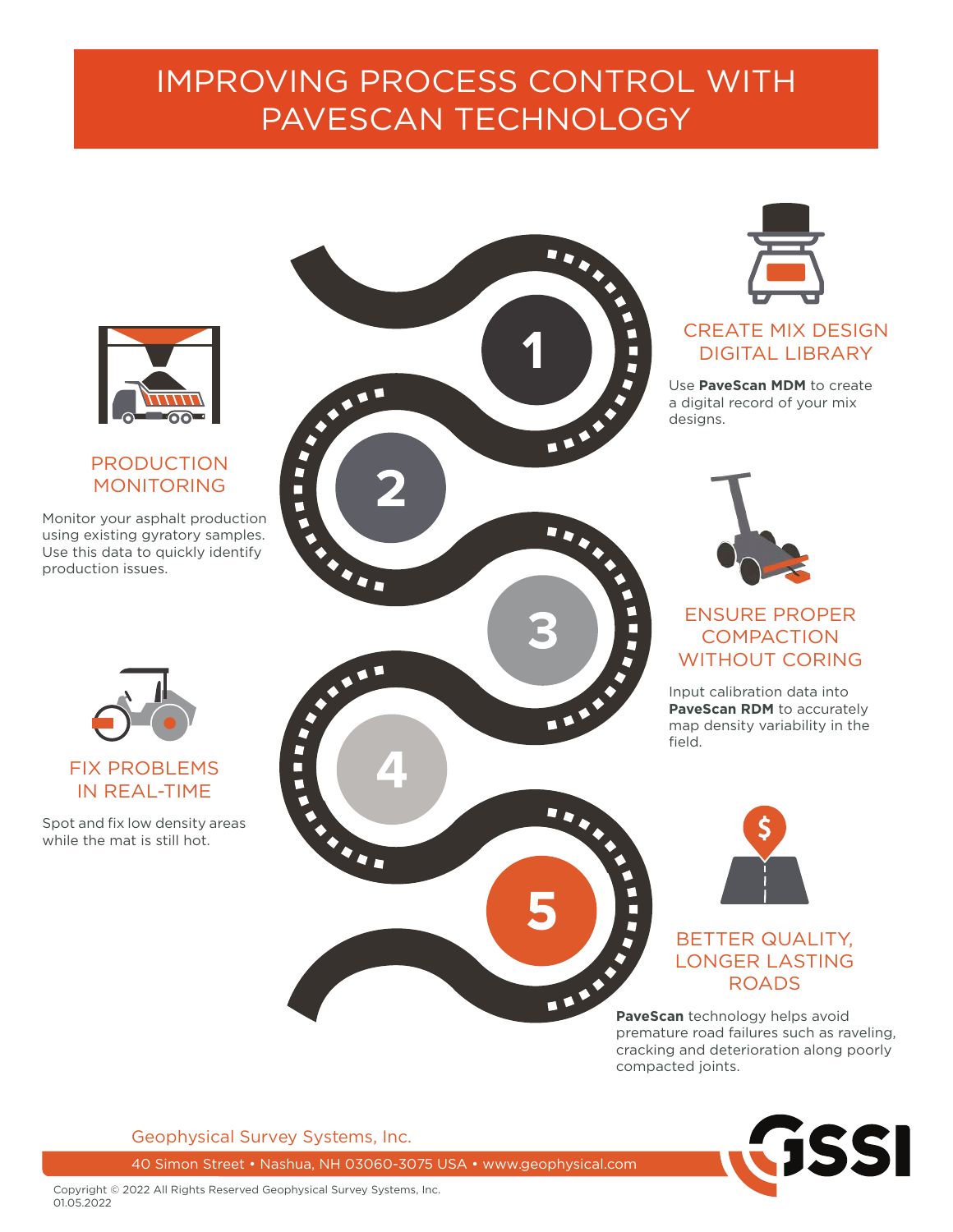# IMPROVING PROCESS CONTROL WITH PAVESCAN TECHNOLOGY

## 1. CREATE MIX DESIGN DIGITAL LIBRARY

Use **PaveScan MDM** to create a digital record of your mix designs.

## 2. PRODUCTION MONITORING

Monitor your asphalt production using existing gyratory samples. Use this data to quickly identify production issues.

## 3. ENSURE PROPER COMPACTION WITHOUT CORING

Input calibration data into **PaveScan RDM** to accurately map density variability in the field.

## 4. FIX PROBLEMS IN REAL-TIME

Spot and fix low density areas while the mat is still hot.

## 5. BETTER QUALITY, LONGER LASTING ROADS

**PaveScan** technology helps avoid premature road failures such as raveling, cracking and deterioration along poorly compacted joints.

Geophysical Survey Systems, Inc.

40 Simon Street • Nashua, NH 03060-3075 USA • www.geophysical.com

GSSI

Copyright © 2022 All Rights Reserved Geophysical Survey Systems, Inc.
01.05.2022